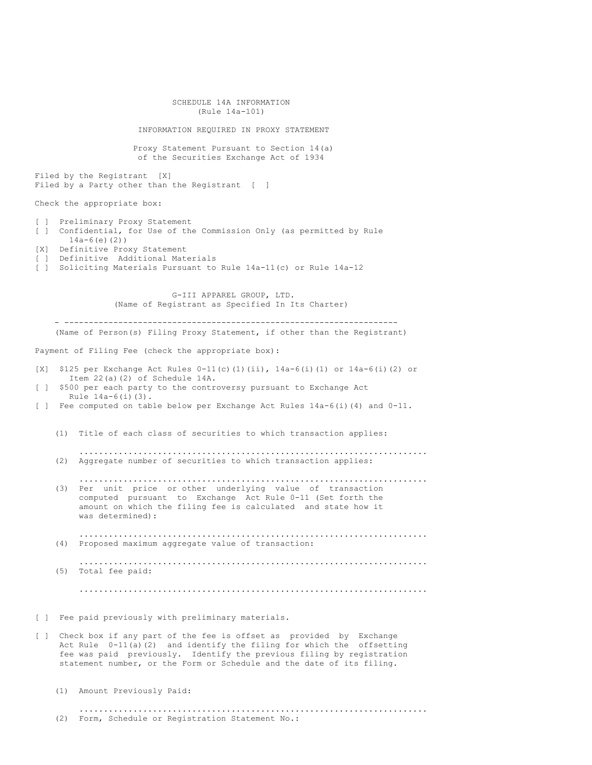SCHEDULE 14A INFORMATION
(Rule 14a-101)

INFORMATION REQUIRED IN PROXY STATEMENT

Proxy Statement Pursuant to Section 14(a)
of the Securities Exchange Act of 1934

Filed by the Registrant [X]
Filed by a Party other than the Registrant [ ]

Check the appropriate box:

[ ] Preliminary Proxy Statement
[ ] Confidential, for Use of the Commission Only (as permitted by Rule 14a-6(e)(2))
[X] Definitive Proxy Statement
[ ] Definitive Additional Materials
[ ] Soliciting Materials Pursuant to Rule 14a-11(c) or Rule 14a-12

G-III APPAREL GROUP, LTD.
(Name of Registrant as Specified In Its Charter)

- ---------------------------------------------------------------------
(Name of Person(s) Filing Proxy Statement, if other than the Registrant)

Payment of Filing Fee (check the appropriate box):

[X] $125 per Exchange Act Rules 0-11(c)(1)(ii), 14a-6(i)(1) or 14a-6(i)(2) or Item 22(a)(2) of Schedule 14A.
[ ] $500 per each party to the controversy pursuant to Exchange Act Rule 14a-6(i)(3).
[ ] Fee computed on table below per Exchange Act Rules 14a-6(i)(4) and 0-11.

(1) Title of each class of securities to which transaction applies:

......................................................................

(2) Aggregate number of securities to which transaction applies:

......................................................................

(3) Per unit price or other underlying value of transaction computed pursuant to Exchange Act Rule 0-11 (Set forth the amount on which the filing fee is calculated and state how it was determined):

......................................................................

(4) Proposed maximum aggregate value of transaction:

......................................................................

(5) Total fee paid:

......................................................................

[ ] Fee paid previously with preliminary materials.

[ ] Check box if any part of the fee is offset as provided by Exchange Act Rule 0-11(a)(2) and identify the filing for which the offsetting fee was paid previously. Identify the previous filing by registration statement number, or the Form or Schedule and the date of its filing.

(1) Amount Previously Paid:

......................................................................

(2) Form, Schedule or Registration Statement No.: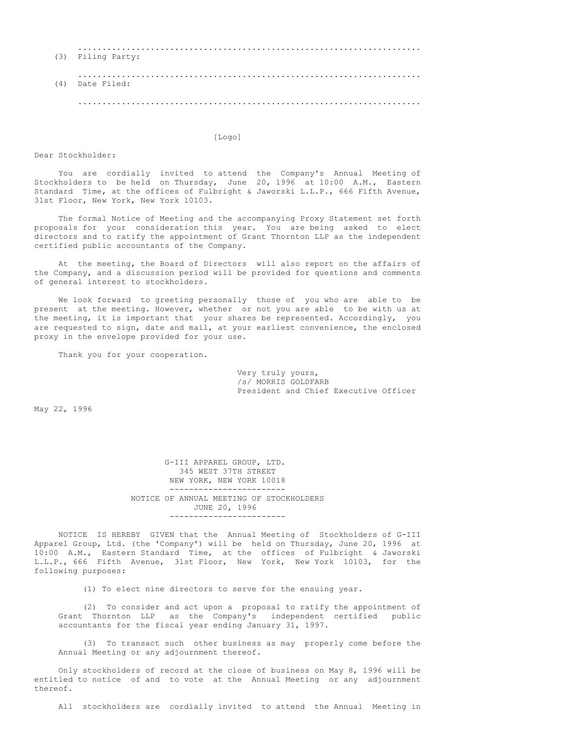(3) Filing Party:

(4) Date Filed:

[Logo]

Dear Stockholder:

You are cordially invited to attend the Company's Annual Meeting of Stockholders to be held on Thursday, June 20, 1996 at 10:00 A.M., Eastern Standard Time, at the offices of Fulbright & Jaworski L.L.P., 666 Fifth Avenue, 31st Floor, New York, New York 10103.

The formal Notice of Meeting and the accompanying Proxy Statement set forth proposals for your consideration this year. You are being asked to elect directors and to ratify the appointment of Grant Thornton LLP as the independent certified public accountants of the Company.

At the meeting, the Board of Directors will also report on the affairs of the Company, and a discussion period will be provided for questions and comments of general interest to stockholders.

We look forward to greeting personally those of you who are able to be present at the meeting. However, whether or not you are able to be with us at the meeting, it is important that your shares be represented. Accordingly, you are requested to sign, date and mail, at your earliest convenience, the enclosed proxy in the envelope provided for your use.

Thank you for your cooperation.

Very truly yours,
/s/ MORRIS GOLDFARB
President and Chief Executive Officer

May 22, 1996

G-III APPAREL GROUP, LTD.
345 WEST 37TH STREET
NEW YORK, NEW YORK 10018

---

NOTICE OF ANNUAL MEETING OF STOCKHOLDERS
JUNE 20, 1996

---

NOTICE IS HEREBY GIVEN that the Annual Meeting of Stockholders of G-III Apparel Group, Ltd. (the 'Company') will be held on Thursday, June 20, 1996 at 10:00 A.M., Eastern Standard Time, at the offices of Fulbright & Jaworski L.L.P., 666 Fifth Avenue, 31st Floor, New York, New York 10103, for the following purposes:

(1) To elect nine directors to serve for the ensuing year.

(2) To consider and act upon a proposal to ratify the appointment of Grant Thornton LLP as the Company's independent certified public accountants for the fiscal year ending January 31, 1997.

(3) To transact such other business as may properly come before the Annual Meeting or any adjournment thereof.

Only stockholders of record at the close of business on May 8, 1996 will be entitled to notice of and to vote at the Annual Meeting or any adjournment thereof.

All stockholders are cordially invited to attend the Annual Meeting in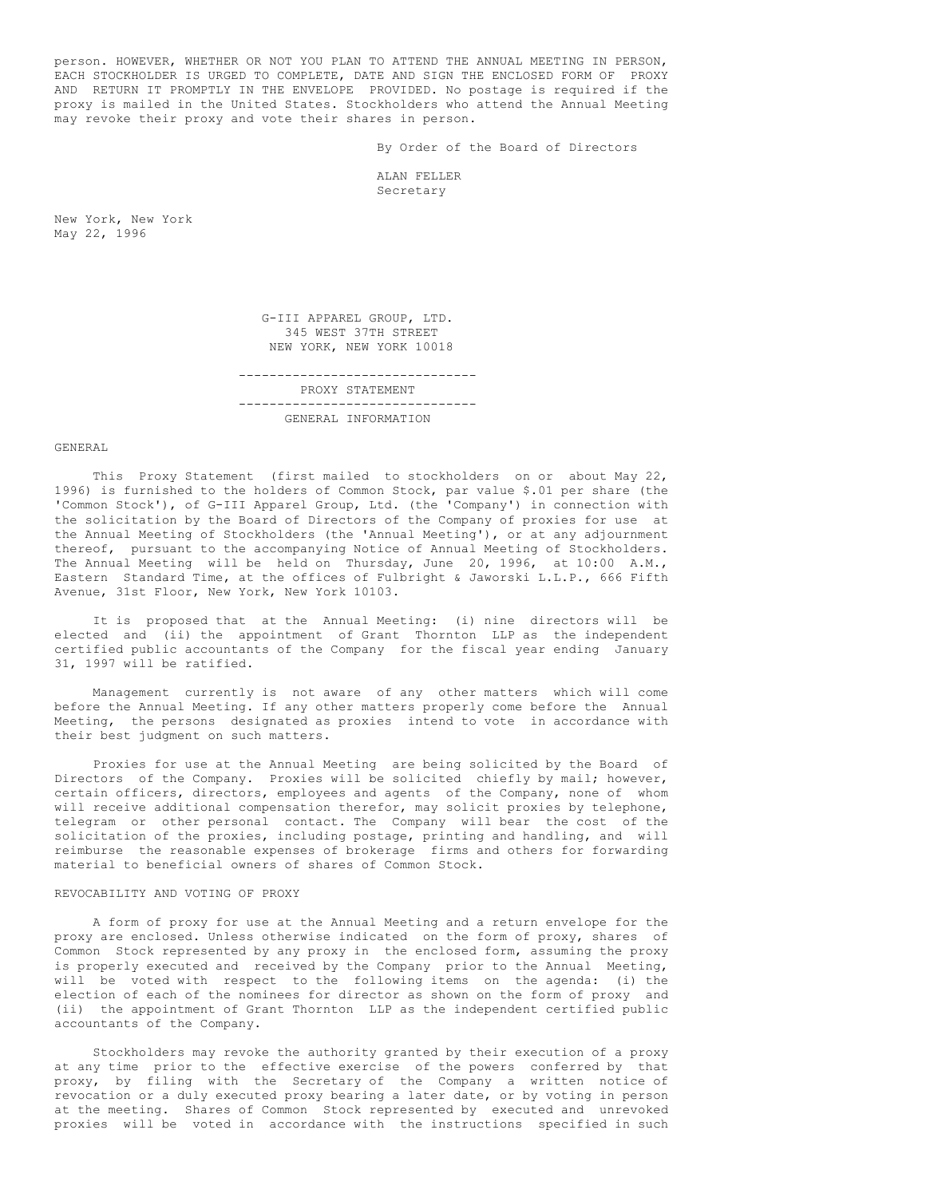person. HOWEVER, WHETHER OR NOT YOU PLAN TO ATTEND THE ANNUAL MEETING IN PERSON, EACH STOCKHOLDER IS URGED TO COMPLETE, DATE AND SIGN THE ENCLOSED FORM OF PROXY AND RETURN IT PROMPTLY IN THE ENVELOPE PROVIDED. No postage is required if the proxy is mailed in the United States. Stockholders who attend the Annual Meeting may revoke their proxy and vote their shares in person.

By Order of the Board of Directors

ALAN FELLER
Secretary

New York, New York
May 22, 1996

G-III APPAREL GROUP, LTD.
345 WEST 37TH STREET
NEW YORK, NEW YORK 10018

# PROXY STATEMENT

## GENERAL INFORMATION

### GENERAL

This Proxy Statement (first mailed to stockholders on or about May 22, 1996) is furnished to the holders of Common Stock, par value $.01 per share (the 'Common Stock'), of G-III Apparel Group, Ltd. (the 'Company') in connection with the solicitation by the Board of Directors of the Company of proxies for use at the Annual Meeting of Stockholders (the 'Annual Meeting'), or at any adjournment thereof, pursuant to the accompanying Notice of Annual Meeting of Stockholders. The Annual Meeting will be held on Thursday, June 20, 1996, at 10:00 A.M., Eastern Standard Time, at the offices of Fulbright & Jaworski L.L.P., 666 Fifth Avenue, 31st Floor, New York, New York 10103.

It is proposed that at the Annual Meeting: (i) nine directors will be elected and (ii) the appointment of Grant Thornton LLP as the independent certified public accountants of the Company for the fiscal year ending January 31, 1997 will be ratified.

Management currently is not aware of any other matters which will come before the Annual Meeting. If any other matters properly come before the Annual Meeting, the persons designated as proxies intend to vote in accordance with their best judgment on such matters.

Proxies for use at the Annual Meeting are being solicited by the Board of Directors of the Company. Proxies will be solicited chiefly by mail; however, certain officers, directors, employees and agents of the Company, none of whom will receive additional compensation therefor, may solicit proxies by telephone, telegram or other personal contact. The Company will bear the cost of the solicitation of the proxies, including postage, printing and handling, and will reimburse the reasonable expenses of brokerage firms and others for forwarding material to beneficial owners of shares of Common Stock.

### REVOCABILITY AND VOTING OF PROXY

A form of proxy for use at the Annual Meeting and a return envelope for the proxy are enclosed. Unless otherwise indicated on the form of proxy, shares of Common Stock represented by any proxy in the enclosed form, assuming the proxy is properly executed and received by the Company prior to the Annual Meeting, will be voted with respect to the following items on the agenda: (i) the election of each of the nominees for director as shown on the form of proxy and (ii) the appointment of Grant Thornton LLP as the independent certified public accountants of the Company.

Stockholders may revoke the authority granted by their execution of a proxy at any time prior to the effective exercise of the powers conferred by that proxy, by filing with the Secretary of the Company a written notice of revocation or a duly executed proxy bearing a later date, or by voting in person at the meeting. Shares of Common Stock represented by executed and unrevoked proxies will be voted in accordance with the instructions specified in such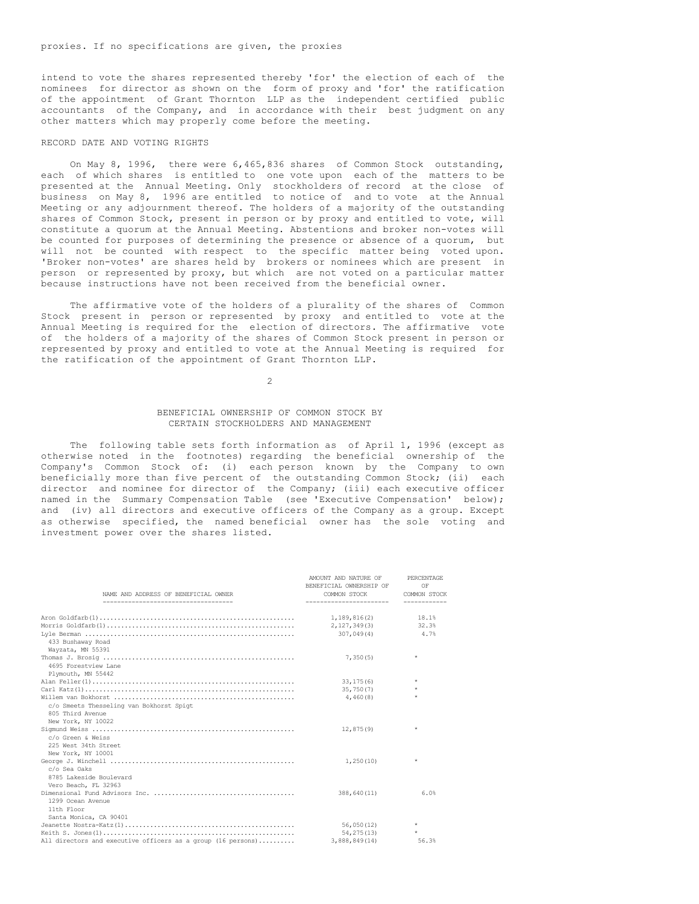proxies. If no specifications are given, the proxies

intend to vote the shares represented thereby 'for' the election of each of the nominees for director as shown on the form of proxy and 'for' the ratification of the appointment of Grant Thornton LLP as the independent certified public accountants of the Company, and in accordance with their best judgment on any other matters which may properly come before the meeting.

RECORD DATE AND VOTING RIGHTS

On May 8, 1996, there were 6,465,836 shares of Common Stock outstanding, each of which shares is entitled to one vote upon each of the matters to be presented at the Annual Meeting. Only stockholders of record at the close of business on May 8, 1996 are entitled to notice of and to vote at the Annual Meeting or any adjournment thereof. The holders of a majority of the outstanding shares of Common Stock, present in person or by proxy and entitled to vote, will constitute a quorum at the Annual Meeting. Abstentions and broker non-votes will be counted for purposes of determining the presence or absence of a quorum, but will not be counted with respect to the specific matter being voted upon. 'Broker non-votes' are shares held by brokers or nominees which are present in person or represented by proxy, but which are not voted on a particular matter because instructions have not been received from the beneficial owner.

The affirmative vote of the holders of a plurality of the shares of Common Stock present in person or represented by proxy and entitled to vote at the Annual Meeting is required for the election of directors. The affirmative vote of the holders of a majority of the shares of Common Stock present in person or represented by proxy and entitled to vote at the Annual Meeting is required for the ratification of the appointment of Grant Thornton LLP.

BENEFICIAL OWNERSHIP OF COMMON STOCK BY CERTAIN STOCKHOLDERS AND MANAGEMENT

The following table sets forth information as of April 1, 1996 (except as otherwise noted in the footnotes) regarding the beneficial ownership of the Company's Common Stock of: (i) each person known by the Company to own beneficially more than five percent of the outstanding Common Stock; (ii) each director and nominee for director of the Company; (iii) each executive officer named in the Summary Compensation Table (see 'Executive Compensation' below); and (iv) all directors and executive officers of the Company as a group. Except as otherwise specified, the named beneficial owner has the sole voting and investment power over the shares listed.

| NAME AND ADDRESS OF BENEFICIAL OWNER | AMOUNT AND NATURE OF BENEFICIAL OWNERSHIP OF COMMON STOCK | PERCENTAGE OF COMMON STOCK |
|---|---|---|
| Aron Goldfarb(1) | 1,189,816(2) | 18.1% |
| Morris Goldfarb(1) | 2,127,349(3) | 32.3% |
| Lyle Berman<br>433 Bushaway Road<br>Wayzata, MN 55391 | 307,049(4) | 4.7% |
| Thomas J. Brosig<br>4695 Forestview Lane<br>Plymouth, MN 55442 | 7,350(5) | * |
| Alan Feller(1) | 33,175(6) | * |
| Carl Katz(1) | 35,750(7) | * |
| Willem van Bokhorst<br>c/o Smeets Thesseling van Bokhorst Spigt<br>805 Third Avenue<br>New York, NY 10022 | 4,460(8) | * |
| Sigmund Weiss<br>c/o Green & Weiss<br>225 West 34th Street<br>New York, NY 10001 | 12,875(9) | * |
| George J. Winchell<br>c/o Sea Oaks<br>8785 Lakeside Boulevard<br>Vero Beach, FL 32963 | 1,250(10) | * |
| Dimensional Fund Advisors Inc.<br>1299 Ocean Avenue<br>11th Floor<br>Santa Monica, CA 90401 | 388,640(11) | 6.0% |
| Jeanette Nostra-Katz(1) | 56,050(12) | * |
| Keith S. Jones(1) | 54,275(13) | * |
| All directors and executive officers as a group (16 persons) | 3,888,849(14) | 56.3% |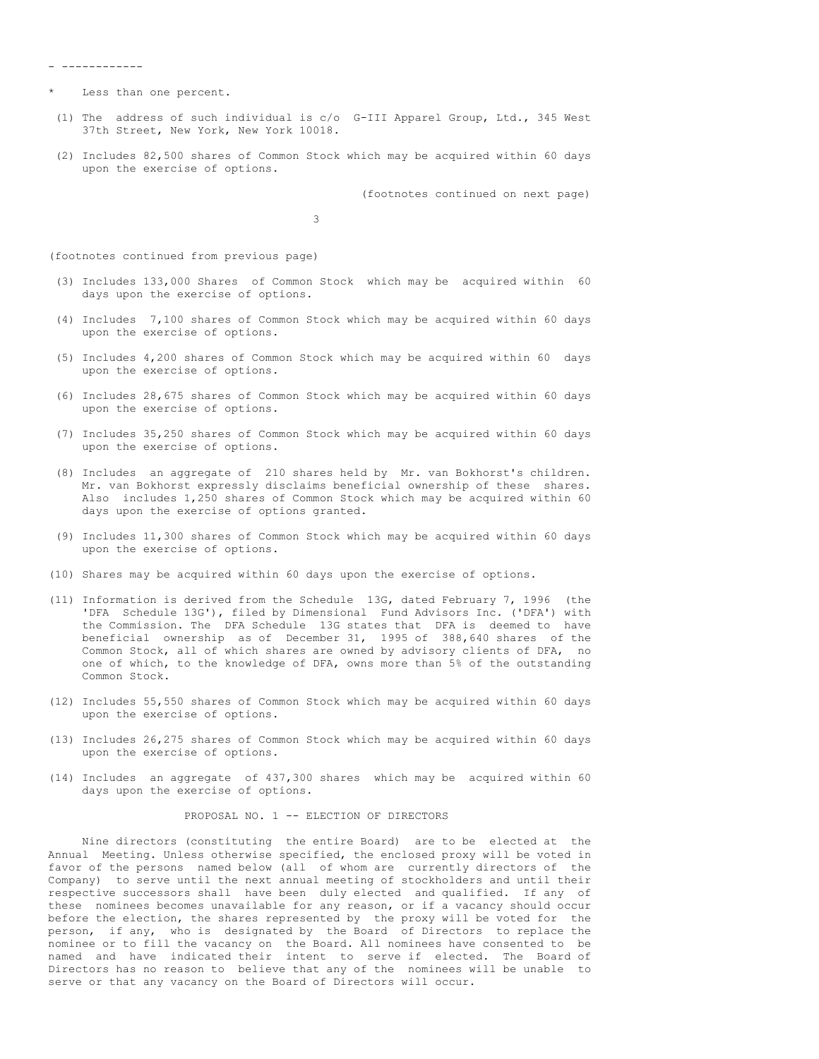- ------------

\* Less than one percent.

(1) The address of such individual is c/o G-III Apparel Group, Ltd., 345 West 37th Street, New York, New York 10018.

(2) Includes 82,500 shares of Common Stock which may be acquired within 60 days upon the exercise of options.

(footnotes continued on next page)

(footnotes continued from previous page)

(3) Includes 133,000 Shares of Common Stock which may be acquired within 60 days upon the exercise of options.

(4) Includes 7,100 shares of Common Stock which may be acquired within 60 days upon the exercise of options.

(5) Includes 4,200 shares of Common Stock which may be acquired within 60 days upon the exercise of options.

(6) Includes 28,675 shares of Common Stock which may be acquired within 60 days upon the exercise of options.

(7) Includes 35,250 shares of Common Stock which may be acquired within 60 days upon the exercise of options.

(8) Includes an aggregate of 210 shares held by Mr. van Bokhorst's children. Mr. van Bokhorst expressly disclaims beneficial ownership of these shares. Also includes 1,250 shares of Common Stock which may be acquired within 60 days upon the exercise of options granted.

(9) Includes 11,300 shares of Common Stock which may be acquired within 60 days upon the exercise of options.

(10) Shares may be acquired within 60 days upon the exercise of options.

(11) Information is derived from the Schedule 13G, dated February 7, 1996 (the 'DFA Schedule 13G'), filed by Dimensional Fund Advisors Inc. ('DFA') with the Commission. The DFA Schedule 13G states that DFA is deemed to have beneficial ownership as of December 31, 1995 of 388,640 shares of the Common Stock, all of which shares are owned by advisory clients of DFA, no one of which, to the knowledge of DFA, owns more than 5% of the outstanding Common Stock.

(12) Includes 55,550 shares of Common Stock which may be acquired within 60 days upon the exercise of options.

(13) Includes 26,275 shares of Common Stock which may be acquired within 60 days upon the exercise of options.

(14) Includes an aggregate of 437,300 shares which may be acquired within 60 days upon the exercise of options.

## PROPOSAL NO. 1 -- ELECTION OF DIRECTORS

Nine directors (constituting the entire Board) are to be elected at the Annual Meeting. Unless otherwise specified, the enclosed proxy will be voted in favor of the persons named below (all of whom are currently directors of the Company) to serve until the next annual meeting of stockholders and until their respective successors shall have been duly elected and qualified. If any of these nominees becomes unavailable for any reason, or if a vacancy should occur before the election, the shares represented by the proxy will be voted for the person, if any, who is designated by the Board of Directors to replace the nominee or to fill the vacancy on the Board. All nominees have consented to be named and have indicated their intent to serve if elected. The Board of Directors has no reason to believe that any of the nominees will be unable to serve or that any vacancy on the Board of Directors will occur.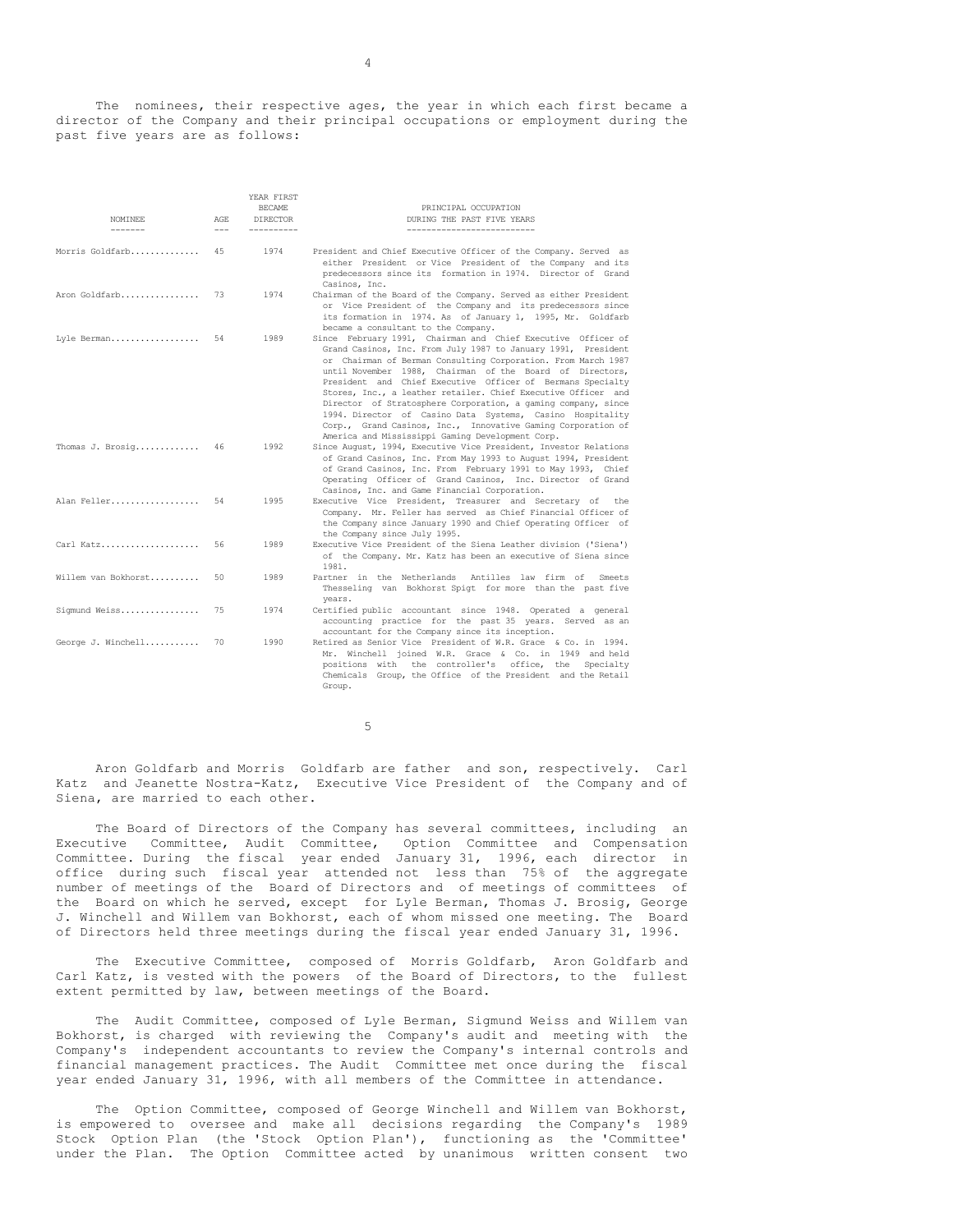The nominees, their respective ages, the year in which each first became a director of the Company and their principal occupations or employment during the past five years are as follows:

| NOMINEE | AGE | YEAR FIRST BECAME DIRECTOR | PRINCIPAL OCCUPATION DURING THE PAST FIVE YEARS |
|---|---|---|---|
| Morris Goldfarb | 45 | 1974 | President and Chief Executive Officer of the Company. Served as either President or Vice President of the Company and its predecessors since its formation in 1974. Director of Grand Casinos, Inc. |
| Aron Goldfarb | 73 | 1974 | Chairman of the Board of the Company. Served as either President or Vice President of the Company and its predecessors since its formation in 1974. As of January 1, 1995, Mr. Goldfarb became a consultant to the Company. |
| Lyle Berman | 54 | 1989 | Since February 1991, Chairman and Chief Executive Officer of Grand Casinos, Inc. From July 1987 to January 1991, President or Chairman of Berman Consulting Corporation. From March 1987 until November 1988, Chairman of the Board of Directors, President and Chief Executive Officer of Bermans Specialty Stores, Inc., a leather retailer. Chief Executive Officer and Director of Stratosphere Corporation, a gaming company, since 1994. Director of Casino Data Systems, Casino Hospitality Corp., Grand Casinos, Inc., Innovative Gaming Corporation of America and Mississippi Gaming Development Corp. |
| Thomas J. Brosig | 46 | 1992 | Since August, 1994, Executive Vice President, Investor Relations of Grand Casinos, Inc. From May 1993 to August 1994, President of Grand Casinos, Inc. From February 1991 to May 1993, Chief Operating Officer of Grand Casinos, Inc. Director of Grand Casinos, Inc. and Game Financial Corporation. |
| Alan Feller | 54 | 1995 | Executive Vice President, Treasurer and Secretary of the Company. Mr. Feller has served as Chief Financial Officer of the Company since January 1990 and Chief Operating Officer of the Company since July 1995. |
| Carl Katz | 56 | 1989 | Executive Vice President of the Siena Leather division ('Siena') of the Company. Mr. Katz has been an executive of Siena since 1981. |
| Willem van Bokhorst | 50 | 1989 | Partner in the Netherlands Antilles law firm of Smeets Thesseling van Bokhorst Spigt for more than the past five years. |
| Sigmund Weiss | 75 | 1974 | Certified public accountant since 1948. Operated a general accounting practice for the past 35 years. Served as an accountant for the Company since its inception. |
| George J. Winchell | 70 | 1990 | Retired as Senior Vice President of W.R. Grace & Co. in 1994. Mr. Winchell joined W.R. Grace & Co. in 1949 and held positions with the controller's office, the Specialty Chemicals Group, the Office of the President and the Retail Group. |

Aron Goldfarb and Morris Goldfarb are father and son, respectively. Carl Katz and Jeanette Nostra-Katz, Executive Vice President of the Company and of Siena, are married to each other.

The Board of Directors of the Company has several committees, including an Executive Committee, Audit Committee, Option Committee and Compensation Committee. During the fiscal year ended January 31, 1996, each director in office during such fiscal year attended not less than 75% of the aggregate number of meetings of the Board of Directors and of meetings of committees of the Board on which he served, except for Lyle Berman, Thomas J. Brosig, George J. Winchell and Willem van Bokhorst, each of whom missed one meeting. The Board of Directors held three meetings during the fiscal year ended January 31, 1996.

The Executive Committee, composed of Morris Goldfarb, Aron Goldfarb and Carl Katz, is vested with the powers of the Board of Directors, to the fullest extent permitted by law, between meetings of the Board.

The Audit Committee, composed of Lyle Berman, Sigmund Weiss and Willem van Bokhorst, is charged with reviewing the Company's audit and meeting with the Company's independent accountants to review the Company's internal controls and financial management practices. The Audit Committee met once during the fiscal year ended January 31, 1996, with all members of the Committee in attendance.

The Option Committee, composed of George Winchell and Willem van Bokhorst, is empowered to oversee and make all decisions regarding the Company's 1989 Stock Option Plan (the 'Stock Option Plan'), functioning as the 'Committee' under the Plan. The Option Committee acted by unanimous written consent two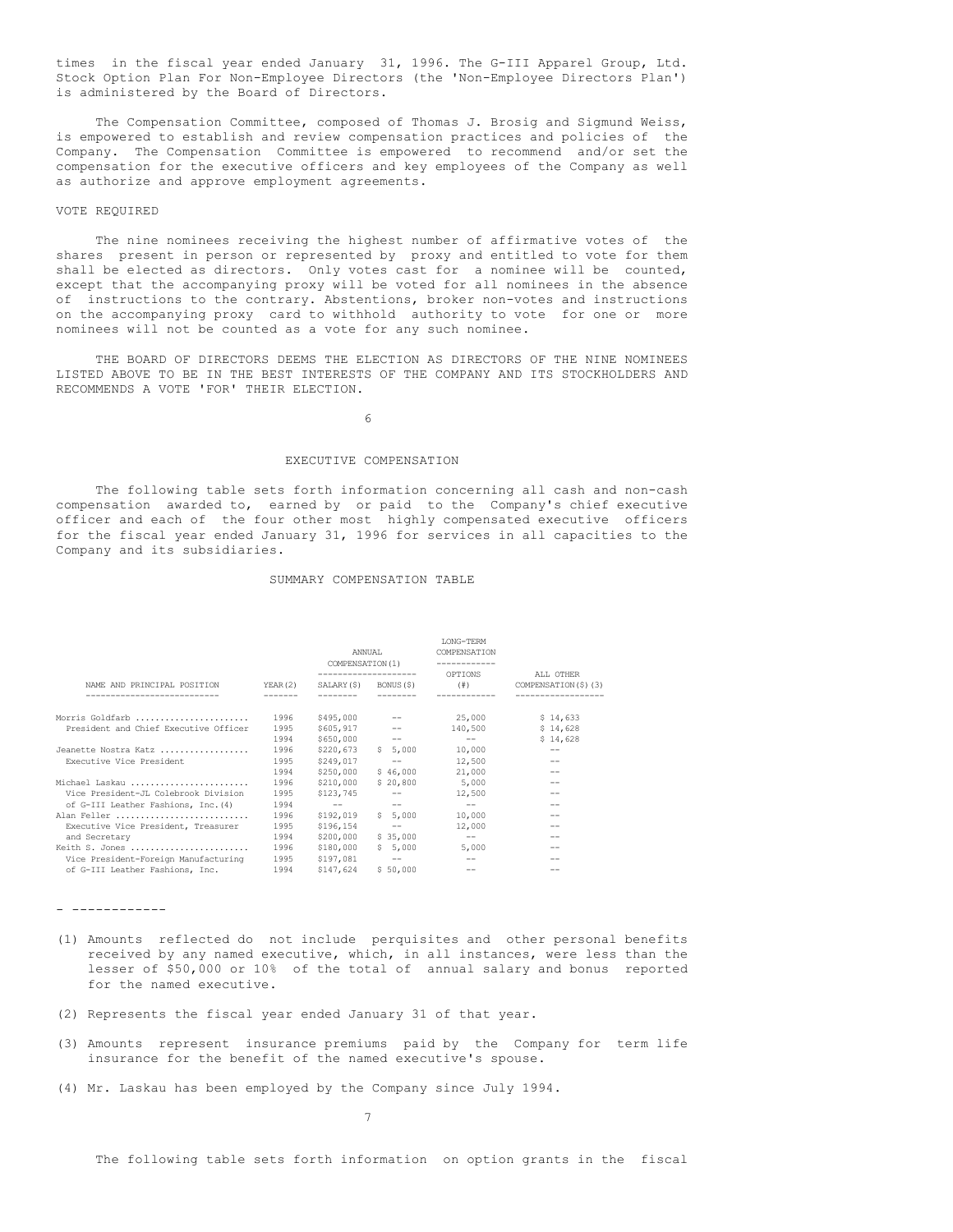times in the fiscal year ended January 31, 1996. The G-III Apparel Group, Ltd. Stock Option Plan For Non-Employee Directors (the 'Non-Employee Directors Plan') is administered by the Board of Directors.

The Compensation Committee, composed of Thomas J. Brosig and Sigmund Weiss, is empowered to establish and review compensation practices and policies of the Company. The Compensation Committee is empowered to recommend and/or set the compensation for the executive officers and key employees of the Company as well as authorize and approve employment agreements.

VOTE REQUIRED

The nine nominees receiving the highest number of affirmative votes of the shares present in person or represented by proxy and entitled to vote for them shall be elected as directors. Only votes cast for a nominee will be counted, except that the accompanying proxy will be voted for all nominees in the absence of instructions to the contrary. Abstentions, broker non-votes and instructions on the accompanying proxy card to withhold authority to vote for one or more nominees will not be counted as a vote for any such nominee.

THE BOARD OF DIRECTORS DEEMS THE ELECTION AS DIRECTORS OF THE NINE NOMINEES LISTED ABOVE TO BE IN THE BEST INTERESTS OF THE COMPANY AND ITS STOCKHOLDERS AND RECOMMENDS A VOTE 'FOR' THEIR ELECTION.

## EXECUTIVE COMPENSATION

The following table sets forth information concerning all cash and non-cash compensation awarded to, earned by or paid to the Company's chief executive officer and each of the four other most highly compensated executive officers for the fiscal year ended January 31, 1996 for services in all capacities to the Company and its subsidiaries.

### SUMMARY COMPENSATION TABLE

| | | ANNUAL COMPENSATION(1) | | LONG-TERM COMPENSATION | |
|---|---|---|---|---|---|
| NAME AND PRINCIPAL POSITION | YEAR(2) | SALARY($) | BONUS($) | OPTIONS (#) | ALL OTHER COMPENSATION($)(3) |
| Morris Goldfarb | 1996 | $495,000 | -- | 25,000 | $ 14,633 |
| President and Chief Executive Officer | 1995 | $605,917 | -- | 140,500 | $ 14,628 |
| | 1994 | $650,000 | -- | -- | $ 14,628 |
| Jeanette Nostra Katz | 1996 | $220,673 | $ 5,000 | 10,000 | -- |
| Executive Vice President | 1995 | $249,017 | -- | 12,500 | -- |
| | 1994 | $250,000 | $ 46,000 | 21,000 | -- |
| Michael Laskau | 1996 | $210,000 | $ 20,800 | 5,000 | -- |
| Vice President-JL Colebrook Division | 1995 | $123,745 | -- | 12,500 | -- |
| of G-III Leather Fashions, Inc.(4) | 1994 | -- | -- | -- | -- |
| Alan Feller | 1996 | $192,019 | $ 5,000 | 10,000 | -- |
| Executive Vice President, Treasurer | 1995 | $196,154 | -- | 12,000 | -- |
| and Secretary | 1994 | $200,000 | $ 35,000 | -- | -- |
| Keith S. Jones | 1996 | $180,000 | $ 5,000 | 5,000 | -- |
| Vice President-Foreign Manufacturing | 1995 | $197,081 | -- | -- | -- |
| of G-III Leather Fashions, Inc. | 1994 | $147,624 | $ 50,000 | -- | -- |

- ------------

(1) Amounts reflected do not include perquisites and other personal benefits received by any named executive, which, in all instances, were less than the lesser of $50,000 or 10% of the total of annual salary and bonus reported for the named executive.

(2) Represents the fiscal year ended January 31 of that year.

(3) Amounts represent insurance premiums paid by the Company for term life insurance for the benefit of the named executive's spouse.

(4) Mr. Laskau has been employed by the Company since July 1994.

The following table sets forth information on option grants in the fiscal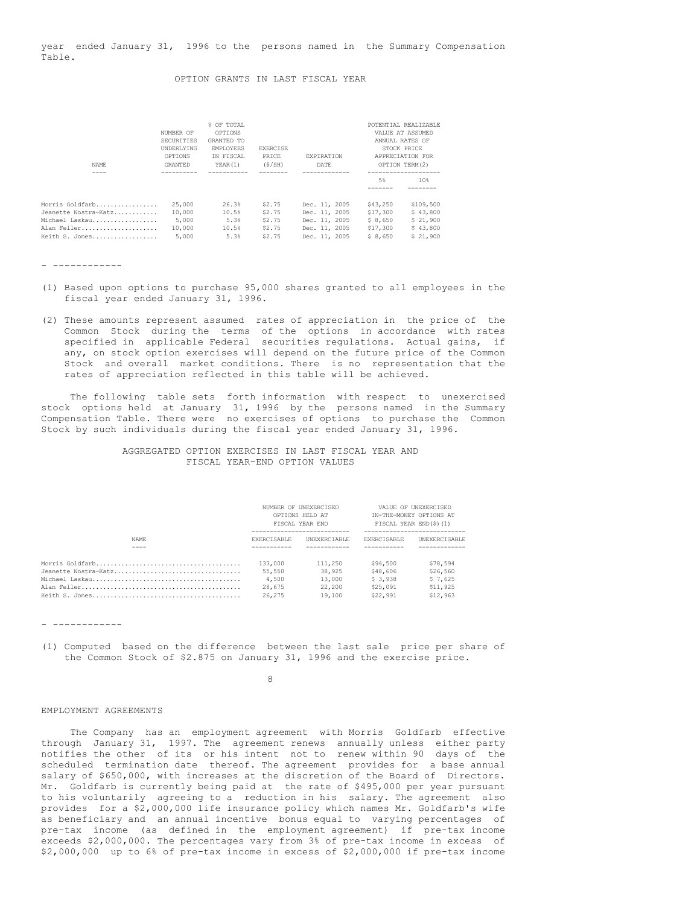year ended January 31, 1996 to the persons named in the Summary Compensation Table.

## OPTION GRANTS IN LAST FISCAL YEAR

| NAME | NUMBER OF SECURITIES UNDERLYING OPTIONS GRANTED | % OF TOTAL OPTIONS GRANTED TO EMPLOYEES IN FISCAL YEAR(1) | EXERCISE PRICE ($/SH) | EXPIRATION DATE | POTENTIAL REALIZABLE VALUE AT ASSUMED ANNUAL RATES OF STOCK PRICE APPRECIATION FOR OPTION TERM(2) | |
|---|---|---|---|---|---|---|
| | | | | | 5% | 10% |
| Morris Goldfarb | 25,000 | 26.3% | $2.75 | Dec. 11, 2005 | $43,250 | $109,500 |
| Jeanette Nostra-Katz | 10,000 | 10.5% | $2.75 | Dec. 11, 2005 | $17,300 | $ 43,800 |
| Michael Laskau | 5,000 | 5.3% | $2.75 | Dec. 11, 2005 | $ 8,650 | $ 21,900 |
| Alan Feller | 10,000 | 10.5% | $2.75 | Dec. 11, 2005 | $17,300 | $ 43,800 |
| Keith S. Jones | 5,000 | 5.3% | $2.75 | Dec. 11, 2005 | $ 8,650 | $ 21,900 |

- ------------

(1) Based upon options to purchase 95,000 shares granted to all employees in the fiscal year ended January 31, 1996.

(2) These amounts represent assumed rates of appreciation in the price of the Common Stock during the terms of the options in accordance with rates specified in applicable Federal securities regulations. Actual gains, if any, on stock option exercises will depend on the future price of the Common Stock and overall market conditions. There is no representation that the rates of appreciation reflected in this table will be achieved.

The following table sets forth information with respect to unexercised stock options held at January 31, 1996 by the persons named in the Summary Compensation Table. There were no exercises of options to purchase the Common Stock by such individuals during the fiscal year ended January 31, 1996.

## AGGREGATED OPTION EXERCISES IN LAST FISCAL YEAR AND FISCAL YEAR-END OPTION VALUES

| NAME | NUMBER OF UNEXERCISED OPTIONS HELD AT FISCAL YEAR END | | VALUE OF UNEXERCISED IN-THE-MONEY OPTIONS AT FISCAL YEAR END($)(1) | |
|---|---|---|---|---|
| | EXERCISABLE | UNEXERCISABLE | EXERCISABLE | UNEXERCISABLE |
| Morris Goldfarb | 133,000 | 111,250 | $94,500 | $78,594 |
| Jeanette Nostra-Katz | 55,550 | 38,925 | $48,606 | $26,560 |
| Michael Laskau | 4,500 | 13,000 | $ 3,938 | $ 7,625 |
| Alan Feller | 28,675 | 22,200 | $25,091 | $11,925 |
| Keith S. Jones | 26,275 | 19,100 | $22,991 | $12,963 |

- ------------

(1) Computed based on the difference between the last sale price per share of the Common Stock of $2.875 on January 31, 1996 and the exercise price.

## EMPLOYMENT AGREEMENTS

The Company has an employment agreement with Morris Goldfarb effective through January 31, 1997. The agreement renews annually unless either party notifies the other of its or his intent not to renew within 90 days of the scheduled termination date thereof. The agreement provides for a base annual salary of $650,000, with increases at the discretion of the Board of Directors. Mr. Goldfarb is currently being paid at the rate of $495,000 per year pursuant to his voluntarily agreeing to a reduction in his salary. The agreement also provides for a $2,000,000 life insurance policy which names Mr. Goldfarb's wife as beneficiary and an annual incentive bonus equal to varying percentages of pre-tax income (as defined in the employment agreement) if pre-tax income exceeds $2,000,000. The percentages vary from 3% of pre-tax income in excess of $2,000,000 up to 6% of pre-tax income in excess of $2,000,000 if pre-tax income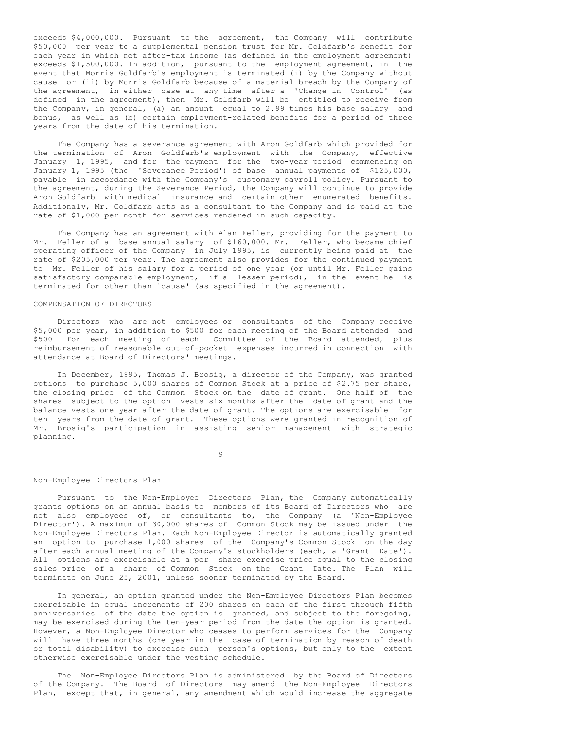exceeds $4,000,000. Pursuant to the agreement, the Company will contribute $50,000 per year to a supplemental pension trust for Mr. Goldfarb's benefit for each year in which net after-tax income (as defined in the employment agreement) exceeds $1,500,000. In addition, pursuant to the employment agreement, in the event that Morris Goldfarb's employment is terminated (i) by the Company without cause or (ii) by Morris Goldfarb because of a material breach by the Company of the agreement, in either case at any time after a 'Change in Control' (as defined in the agreement), then Mr. Goldfarb will be entitled to receive from the Company, in general, (a) an amount equal to 2.99 times his base salary and bonus, as well as (b) certain employment-related benefits for a period of three years from the date of his termination.

The Company has a severance agreement with Aron Goldfarb which provided for the termination of Aron Goldfarb's employment with the Company, effective January 1, 1995, and for the payment for the two-year period commencing on January 1, 1995 (the 'Severance Period') of base annual payments of $125,000, payable in accordance with the Company's customary payroll policy. Pursuant to the agreement, during the Severance Period, the Company will continue to provide Aron Goldfarb with medical insurance and certain other enumerated benefits. Additionaly, Mr. Goldfarb acts as a consultant to the Company and is paid at the rate of $1,000 per month for services rendered in such capacity.

The Company has an agreement with Alan Feller, providing for the payment to Mr. Feller of a base annual salary of $160,000. Mr. Feller, who became chief operating officer of the Company in July 1995, is currently being paid at the rate of $205,000 per year. The agreement also provides for the continued payment to Mr. Feller of his salary for a period of one year (or until Mr. Feller gains satisfactory comparable employment, if a lesser period), in the event he is terminated for other than 'cause' (as specified in the agreement).

## COMPENSATION OF DIRECTORS

Directors who are not employees or consultants of the Company receive $5,000 per year, in addition to $500 for each meeting of the Board attended and $500 for each meeting of each Committee of the Board attended, plus reimbursement of reasonable out-of-pocket expenses incurred in connection with attendance at Board of Directors' meetings.

In December, 1995, Thomas J. Brosig, a director of the Company, was granted options to purchase 5,000 shares of Common Stock at a price of $2.75 per share, the closing price of the Common Stock on the date of grant. One half of the shares subject to the option vests six months after the date of grant and the balance vests one year after the date of grant. The options are exercisable for ten years from the date of grant. These options were granted in recognition of Mr. Brosig's participation in assisting senior management with strategic planning.

### Non-Employee Directors Plan

Pursuant to the Non-Employee Directors Plan, the Company automatically grants options on an annual basis to members of its Board of Directors who are not also employees of, or consultants to, the Company (a 'Non-Employee Director'). A maximum of 30,000 shares of Common Stock may be issued under the Non-Employee Directors Plan. Each Non-Employee Director is automatically granted an option to purchase 1,000 shares of the Company's Common Stock on the day after each annual meeting of the Company's stockholders (each, a 'Grant Date'). All options are exercisable at a per share exercise price equal to the closing sales price of a share of Common Stock on the Grant Date. The Plan will terminate on June 25, 2001, unless sooner terminated by the Board.

In general, an option granted under the Non-Employee Directors Plan becomes exercisable in equal increments of 200 shares on each of the first through fifth anniversaries of the date the option is granted, and subject to the foregoing, may be exercised during the ten-year period from the date the option is granted. However, a Non-Employee Director who ceases to perform services for the Company will have three months (one year in the case of termination by reason of death or total disability) to exercise such person's options, but only to the extent otherwise exercisable under the vesting schedule.

The Non-Employee Directors Plan is administered by the Board of Directors of the Company. The Board of Directors may amend the Non-Employee Directors Plan, except that, in general, any amendment which would increase the aggregate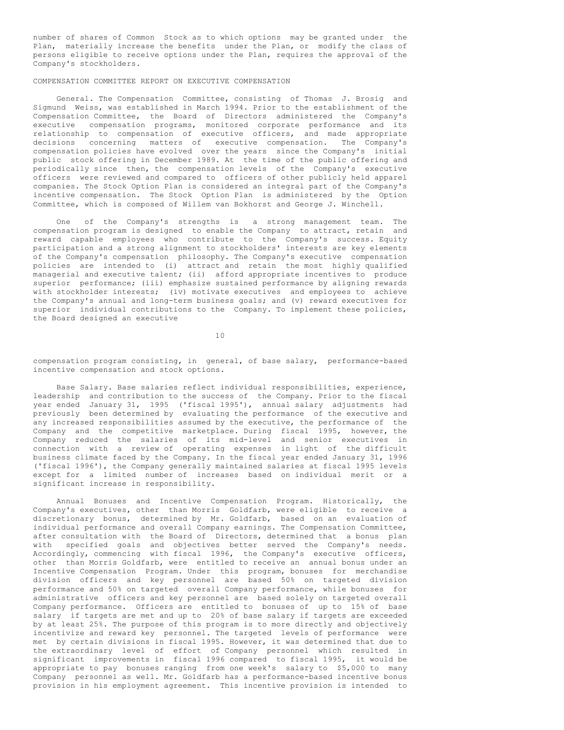number of shares of Common Stock as to which options may be granted under the Plan, materially increase the benefits under the Plan, or modify the class of persons eligible to receive options under the Plan, requires the approval of the Company's stockholders.

## COMPENSATION COMMITTEE REPORT ON EXECUTIVE COMPENSATION

General. The Compensation Committee, consisting of Thomas J. Brosig and Sigmund Weiss, was established in March 1994. Prior to the establishment of the Compensation Committee, the Board of Directors administered the Company's executive compensation programs, monitored corporate performance and its relationship to compensation of executive officers, and made appropriate decisions concerning matters of executive compensation. The Company's compensation policies have evolved over the years since the Company's initial public stock offering in December 1989. At the time of the public offering and periodically since then, the compensation levels of the Company's executive officers were reviewed and compared to officers of other publicly held apparel companies. The Stock Option Plan is considered an integral part of the Company's incentive compensation. The Stock Option Plan is administered by the Option Committee, which is composed of Willem van Bokhorst and George J. Winchell.

One of the Company's strengths is a strong management team. The compensation program is designed to enable the Company to attract, retain and reward capable employees who contribute to the Company's success. Equity participation and a strong alignment to stockholders' interests are key elements of the Company's compensation philosophy. The Company's executive compensation policies are intended to (i) attract and retain the most highly qualified managerial and executive talent; (ii) afford appropriate incentives to produce superior performance; (iii) emphasize sustained performance by aligning rewards with stockholder interests; (iv) motivate executives and employees to achieve the Company's annual and long-term business goals; and (v) reward executives for superior individual contributions to the Company. To implement these policies, the Board designed an executive compensation program consisting, in general, of base salary, performance-based incentive compensation and stock options.

Base Salary. Base salaries reflect individual responsibilities, experience, leadership and contribution to the success of the Company. Prior to the fiscal year ended January 31, 1995 ('fiscal 1995'), annual salary adjustments had previously been determined by evaluating the performance of the executive and any increased responsibilities assumed by the executive, the performance of the Company and the competitive marketplace. During fiscal 1995, however, the Company reduced the salaries of its mid-level and senior executives in connection with a review of operating expenses in light of the difficult business climate faced by the Company. In the fiscal year ended January 31, 1996 ('fiscal 1996'), the Company generally maintained salaries at fiscal 1995 levels except for a limited number of increases based on individual merit or a significant increase in responsibility.

Annual Bonuses and Incentive Compensation Program. Historically, the Company's executives, other than Morris Goldfarb, were eligible to receive a discretionary bonus, determined by Mr. Goldfarb, based on an evaluation of individual performance and overall Company earnings. The Compensation Committee, after consultation with the Board of Directors, determined that a bonus plan with specified goals and objectives better served the Company's needs. Accordingly, commencing with fiscal 1996, the Company's executive officers, other than Morris Goldfarb, were entitled to receive an annual bonus under an Incentive Compensation Program. Under this program, bonuses for merchandise division officers and key personnel are based 50% on targeted division performance and 50% on targeted overall Company performance, while bonuses for administrative officers and key personnel are based solely on targeted overall Company performance. Officers are entitled to bonuses of up to 15% of base salary if targets are met and up to 20% of base salary if targets are exceeded by at least 25%. The purpose of this program is to more directly and objectively incentivize and reward key personnel. The targeted levels of performance were met by certain divisions in fiscal 1995. However, it was determined that due to the extraordinary level of effort of Company personnel which resulted in significant improvements in fiscal 1996 compared to fiscal 1995, it would be appropriate to pay bonuses ranging from one week's salary to $5,000 to many Company personnel as well. Mr. Goldfarb has a performance-based incentive bonus provision in his employment agreement. This incentive provision is intended to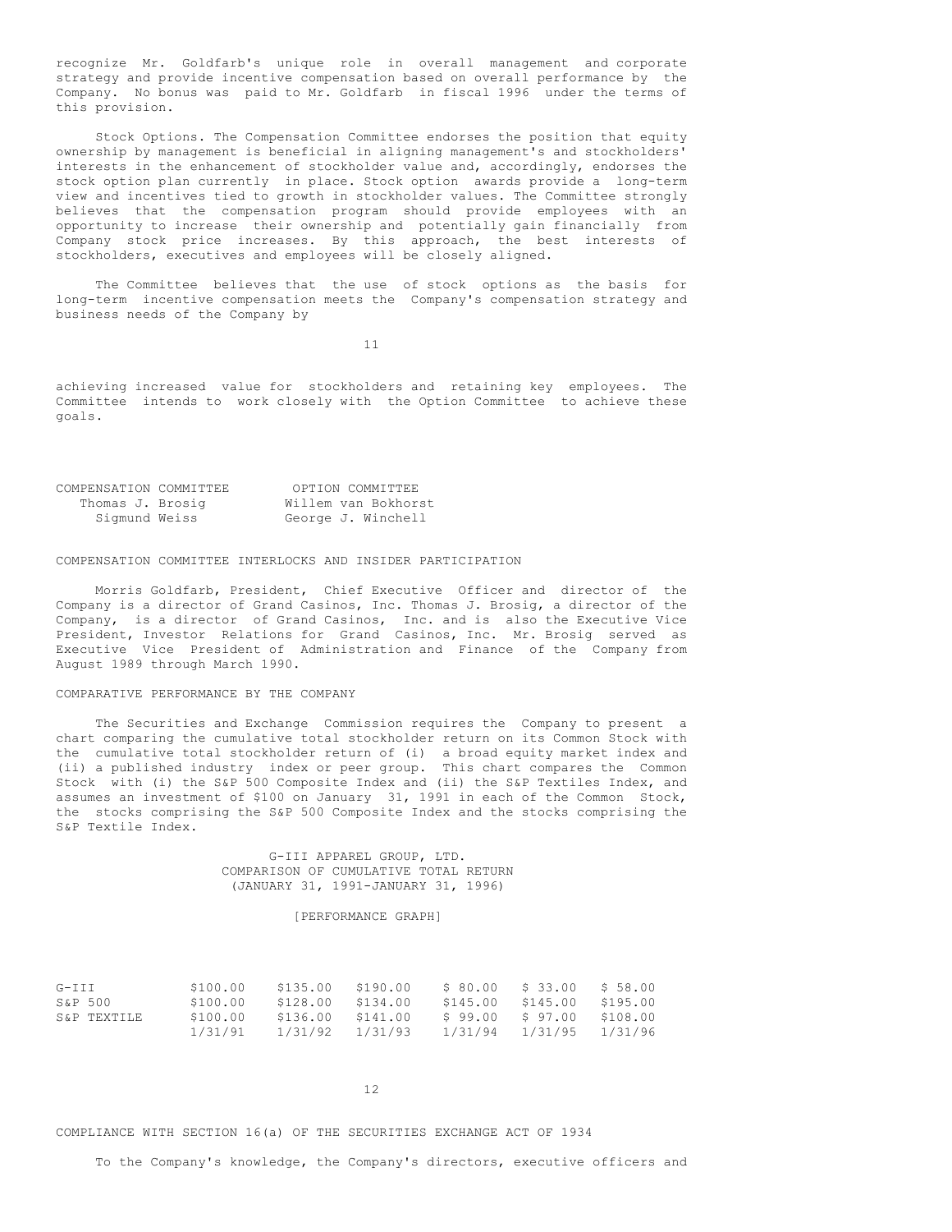recognize Mr. Goldfarb's unique role in overall management and corporate strategy and provide incentive compensation based on overall performance by the Company. No bonus was paid to Mr. Goldfarb in fiscal 1996 under the terms of this provision.

Stock Options. The Compensation Committee endorses the position that equity ownership by management is beneficial in aligning management's and stockholders' interests in the enhancement of stockholder value and, accordingly, endorses the stock option plan currently in place. Stock option awards provide a long-term view and incentives tied to growth in stockholder values. The Committee strongly believes that the compensation program should provide employees with an opportunity to increase their ownership and potentially gain financially from Company stock price increases. By this approach, the best interests of stockholders, executives and employees will be closely aligned.

The Committee believes that the use of stock options as the basis for long-term incentive compensation meets the Company's compensation strategy and business needs of the Company by achieving increased value for stockholders and retaining key employees. The Committee intends to work closely with the Option Committee to achieve these goals.

| COMPENSATION COMMITTEE | OPTION COMMITTEE |
|---|---|
| Thomas J. Brosig | Willem van Bokhorst |
| Sigmund Weiss | George J. Winchell |

## COMPENSATION COMMITTEE INTERLOCKS AND INSIDER PARTICIPATION

Morris Goldfarb, President, Chief Executive Officer and director of the Company is a director of Grand Casinos, Inc. Thomas J. Brosig, a director of the Company, is a director of Grand Casinos, Inc. and is also the Executive Vice President, Investor Relations for Grand Casinos, Inc. Mr. Brosig served as Executive Vice President of Administration and Finance of the Company from August 1989 through March 1990.

## COMPARATIVE PERFORMANCE BY THE COMPANY

The Securities and Exchange Commission requires the Company to present a chart comparing the cumulative total stockholder return on its Common Stock with the cumulative total stockholder return of (i) a broad equity market index and (ii) a published industry index or peer group. This chart compares the Common Stock with (i) the S&P 500 Composite Index and (ii) the S&P Textiles Index, and assumes an investment of $100 on January 31, 1991 in each of the Common Stock, the stocks comprising the S&P 500 Composite Index and the stocks comprising the S&P Textile Index.

G-III APPAREL GROUP, LTD.
COMPARISON OF CUMULATIVE TOTAL RETURN
(JANUARY 31, 1991-JANUARY 31, 1996)

[PERFORMANCE GRAPH]

| | 1/31/91 | 1/31/92 | 1/31/93 | 1/31/94 | 1/31/95 | 1/31/96 |
|---|---|---|---|---|---|---|
| G-III | $100.00 | $135.00 | $190.00 | $ 80.00 | $ 33.00 | $ 58.00 |
| S&P 500 | $100.00 | $128.00 | $134.00 | $145.00 | $145.00 | $195.00 |
| S&P TEXTILE | $100.00 | $136.00 | $141.00 | $ 99.00 | $ 97.00 | $108.00 |

## COMPLIANCE WITH SECTION 16(a) OF THE SECURITIES EXCHANGE ACT OF 1934

To the Company's knowledge, the Company's directors, executive officers and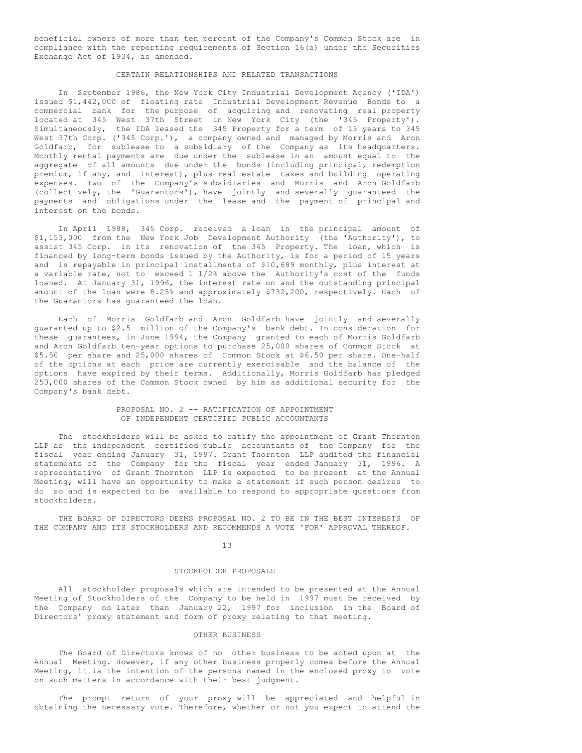beneficial owners of more than ten percent of the Company's Common Stock are in compliance with the reporting requirements of Section 16(a) under the Securities Exchange Act of 1934, as amended.

## CERTAIN RELATIONSHIPS AND RELATED TRANSACTIONS

In September 1986, the New York City Industrial Development Agency ('IDA') issued $1,442,000 of floating rate Industrial Development Revenue Bonds to a commercial bank for the purpose of acquiring and renovating real property located at 345 West 37th Street in New York City (the '345 Property'). Simultaneously, the IDA leased the 345 Property for a term of 15 years to 345 West 37th Corp. ('345 Corp.'), a company owned and managed by Morris and Aron Goldfarb, for sublease to a subsidiary of the Company as its headquarters. Monthly rental payments are due under the sublease in an amount equal to the aggregate of all amounts due under the bonds (including principal, redemption premium, if any, and interest), plus real estate taxes and building operating expenses. Two of the Company's subsidiaries and Morris and Aron Goldfarb (collectively, the 'Guarantors'), have jointly and severally guaranteed the payments and obligations under the lease and the payment of principal and interest on the bonds.

In April 1988, 345 Corp. received a loan in the principal amount of $1,153,000 from the New York Job Development Authority (the 'Authority'), to assist 345 Corp. in its renovation of the 345 Property. The loan, which is financed by long-term bonds issued by the Authority, is for a period of 15 years and is repayable in principal installments of $10,689 monthly, plus interest at a variable rate, not to exceed 1 1/2% above the Authority's cost of the funds loaned. At January 31, 1996, the interest rate on and the outstanding principal amount of the loan were 8.25% and approximately $732,200, respectively. Each of the Guarantors has guaranteed the loan.

Each of Morris Goldfarb and Aron Goldfarb have jointly and severally guaranted up to $2.5 million of the Company's bank debt. In consideration for these guarantees, in June 1994, the Company granted to each of Morris Goldfarb and Aron Goldfarb ten-year options to purchase 25,000 shares of Common Stock at $5.50 per share and 25,000 shares of Common Stock at $6.50 per share. One-half of the options at each price are currently exercisable and the balance of the options have expired by their terms. Additionally, Morris Goldfarb has pledged 250,000 shares of the Common Stock owned by him as additional security for the Company's bank debt.

## PROPOSAL NO. 2 -- RATIFICATION OF APPOINTMENT OF INDEPENDENT CERTIFIED PUBLIC ACCOUNTANTS

The stockholders will be asked to ratify the appointment of Grant Thornton LLP as the independent certified public accountants of the Company for the fiscal year ending January 31, 1997. Grant Thornton LLP audited the financial statements of the Company for the fiscal year ended January 31, 1996. A representative of Grant Thornton LLP is expected to be present at the Annual Meeting, will have an opportunity to make a statement if such person desires to do so and is expected to be available to respond to appropriate questions from stockholders.

THE BOARD OF DIRECTORS DEEMS PROPOSAL NO. 2 TO BE IN THE BEST INTERESTS OF THE COMPANY AND ITS STOCKHOLDERS AND RECOMMENDS A VOTE 'FOR' APPROVAL THEREOF.

## STOCKHOLDER PROPOSALS

All stockholder proposals which are intended to be presented at the Annual Meeting of Stockholders of the Company to be held in 1997 must be received by the Company no later than January 22, 1997 for inclusion in the Board of Directors' proxy statement and form of proxy relating to that meeting.

## OTHER BUSINESS

The Board of Directors knows of no other business to be acted upon at the Annual Meeting. However, if any other business properly comes before the Annual Meeting, it is the intention of the persons named in the enclosed proxy to vote on such matters in accordance with their best judgment.

The prompt return of your proxy will be appreciated and helpful in obtaining the necessary vote. Therefore, whether or not you expect to attend the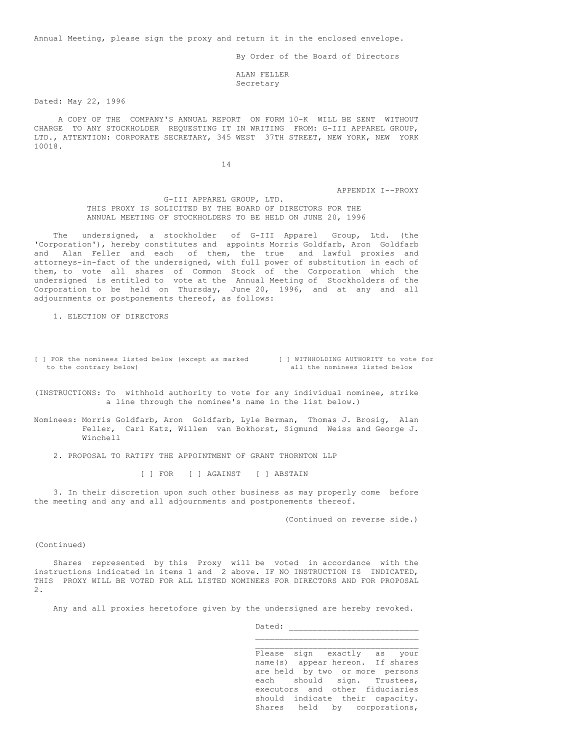Annual Meeting, please sign the proxy and return it in the enclosed envelope.

By Order of the Board of Directors

ALAN FELLER
Secretary

Dated: May 22, 1996

A COPY OF THE COMPANY'S ANNUAL REPORT ON FORM 10-K WILL BE SENT WITHOUT CHARGE TO ANY STOCKHOLDER REQUESTING IT IN WRITING FROM: G-III APPAREL GROUP, LTD., ATTENTION: CORPORATE SECRETARY, 345 WEST 37TH STREET, NEW YORK, NEW YORK 10018.

APPENDIX I--PROXY

G-III APPAREL GROUP, LTD.
THIS PROXY IS SOLICITED BY THE BOARD OF DIRECTORS FOR THE ANNUAL MEETING OF STOCKHOLDERS TO BE HELD ON JUNE 20, 1996

The undersigned, a stockholder of G-III Apparel Group, Ltd. (the 'Corporation'), hereby constitutes and appoints Morris Goldfarb, Aron Goldfarb and Alan Feller and each of them, the true and lawful proxies and attorneys-in-fact of the undersigned, with full power of substitution in each of them, to vote all shares of Common Stock of the Corporation which the undersigned is entitled to vote at the Annual Meeting of Stockholders of the Corporation to be held on Thursday, June 20, 1996, and at any and all adjournments or postponements thereof, as follows:

1. ELECTION OF DIRECTORS

[ ] FOR the nominees listed below (except as marked to the contrary below)

[ ] WITHHOLDING AUTHORITY to vote for all the nominees listed below

(INSTRUCTIONS: To withhold authority to vote for any individual nominee, strike a line through the nominee's name in the list below.)

Nominees: Morris Goldfarb, Aron Goldfarb, Lyle Berman, Thomas J. Brosig, Alan Feller, Carl Katz, Willem van Bokhorst, Sigmund Weiss and George J. Winchell

2. PROPOSAL TO RATIFY THE APPOINTMENT OF GRANT THORNTON LLP

[ ] FOR [ ] AGAINST [ ] ABSTAIN

3. In their discretion upon such other business as may properly come before the meeting and any and all adjournments and postponements thereof.

(Continued on reverse side.)

(Continued)

Shares represented by this Proxy will be voted in accordance with the instructions indicated in items 1 and 2 above. IF NO INSTRUCTION IS INDICATED, THIS PROXY WILL BE VOTED FOR ALL LISTED NOMINEES FOR DIRECTORS AND FOR PROPOSAL 2.

Any and all proxies heretofore given by the undersigned are hereby revoked.

Dated: ___________________________

_________________________________

_________________________________

Please sign exactly as your name(s) appear hereon. If shares are held by two or more persons each should sign. Trustees, executors and other fiduciaries should indicate their capacity. Shares held by corporations,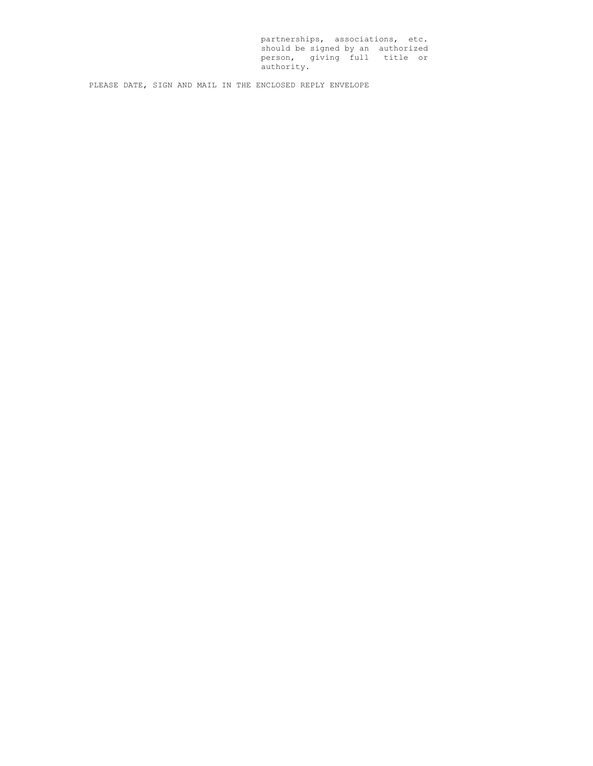partnerships, associations, etc. should be signed by an authorized person, giving full title or authority.

PLEASE DATE, SIGN AND MAIL IN THE ENCLOSED REPLY ENVELOPE